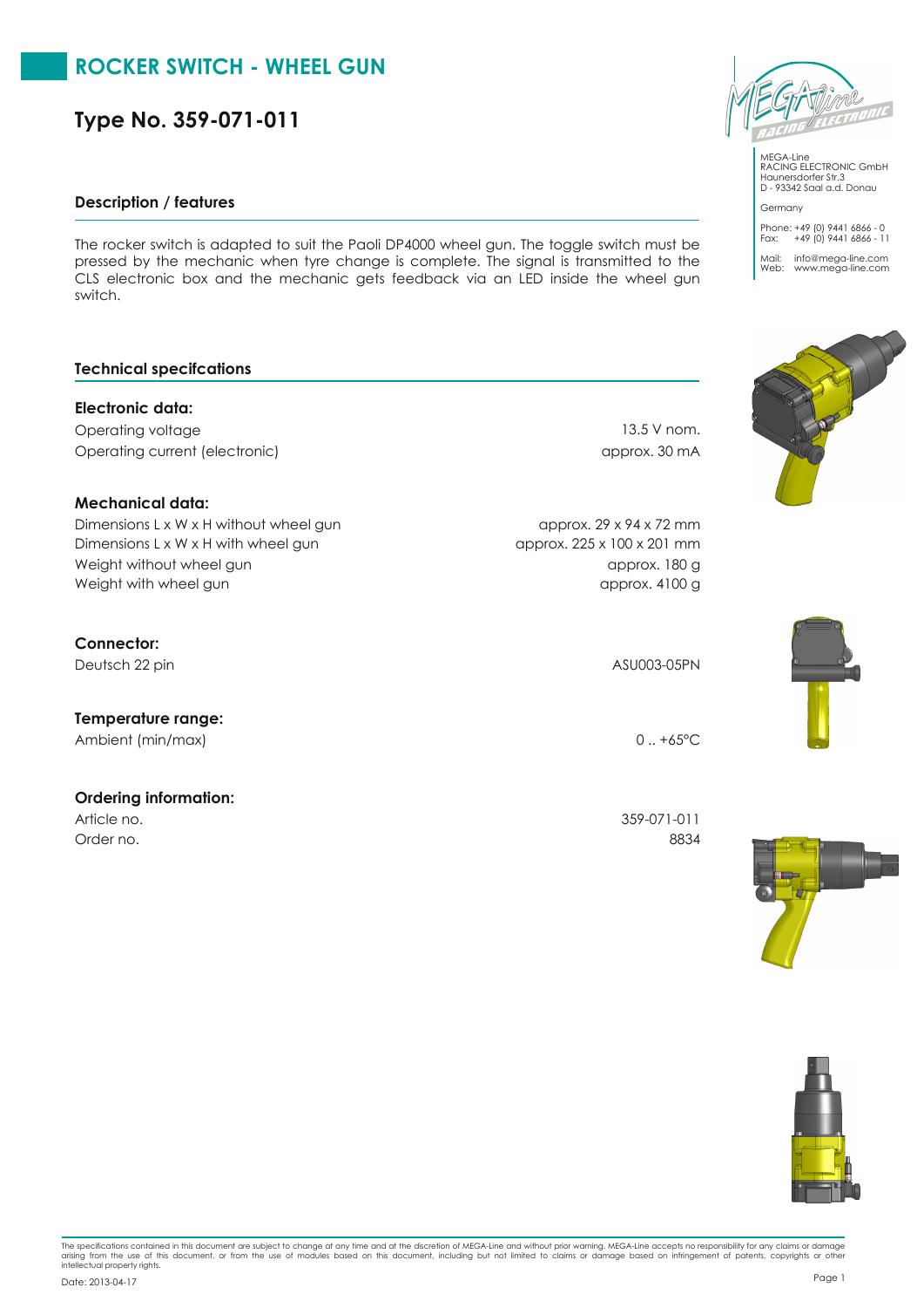# ROCKER SWITCH - WHEEL GUN

## Type No. 359-071-011

MEGA-Line
RACING ELECTRONIC GmbH
Haunersdorfer Str.3
D - 93342 Saal a.d. Donau

Germany

Phone: +49 (0) 9441 6866 - 0
Fax: +49 (0) 9441 6866 - 11

Mail: info@mega-line.com
Web: www.mega-line.com

### Description / features

The rocker switch is adapted to suit the Paoli DP4000 wheel gun. The toggle switch must be pressed by the mechanic when tyre change is complete. The signal is transmitted to the CLS electronic box and the mechanic gets feedback via an LED inside the wheel gun switch.

### Technical specifcations

**Electronic data:**

| | |
|---|---|
| Operating voltage | 13.5 V nom. |
| Operating current (electronic) | approx. 30 mA |

**Mechanical data:**

| | |
|---|---|
| Dimensions L x W x H without wheel gun | approx. 29 x 94 x 72 mm |
| Dimensions L x W x H with wheel gun | approx. 225 x 100 x 201 mm |
| Weight without wheel gun | approx. 180 g |
| Weight with wheel gun | approx. 4100 g |

**Connector:**

| | |
|---|---|
| Deutsch 22 pin | ASU003-05PN |

**Temperature range:**

| | |
|---|---|
| Ambient (min/max) | 0 .. +65°C |

**Ordering information:**

| | |
|---|---|
| Article no. | 359-071-011 |
| Order no. | 8834 |

The specifications contained in this document are subject to change at any time and at the discretion of MEGA-Line and without prior warning. MEGA-Line accepts no responsibility for any claims or damage arising from the use of this document, or from the use of modules based on this document, including but not limited to claims or damage based on infringement of patents, copyrights or other intellectual property rights.

Date: 2013-04-17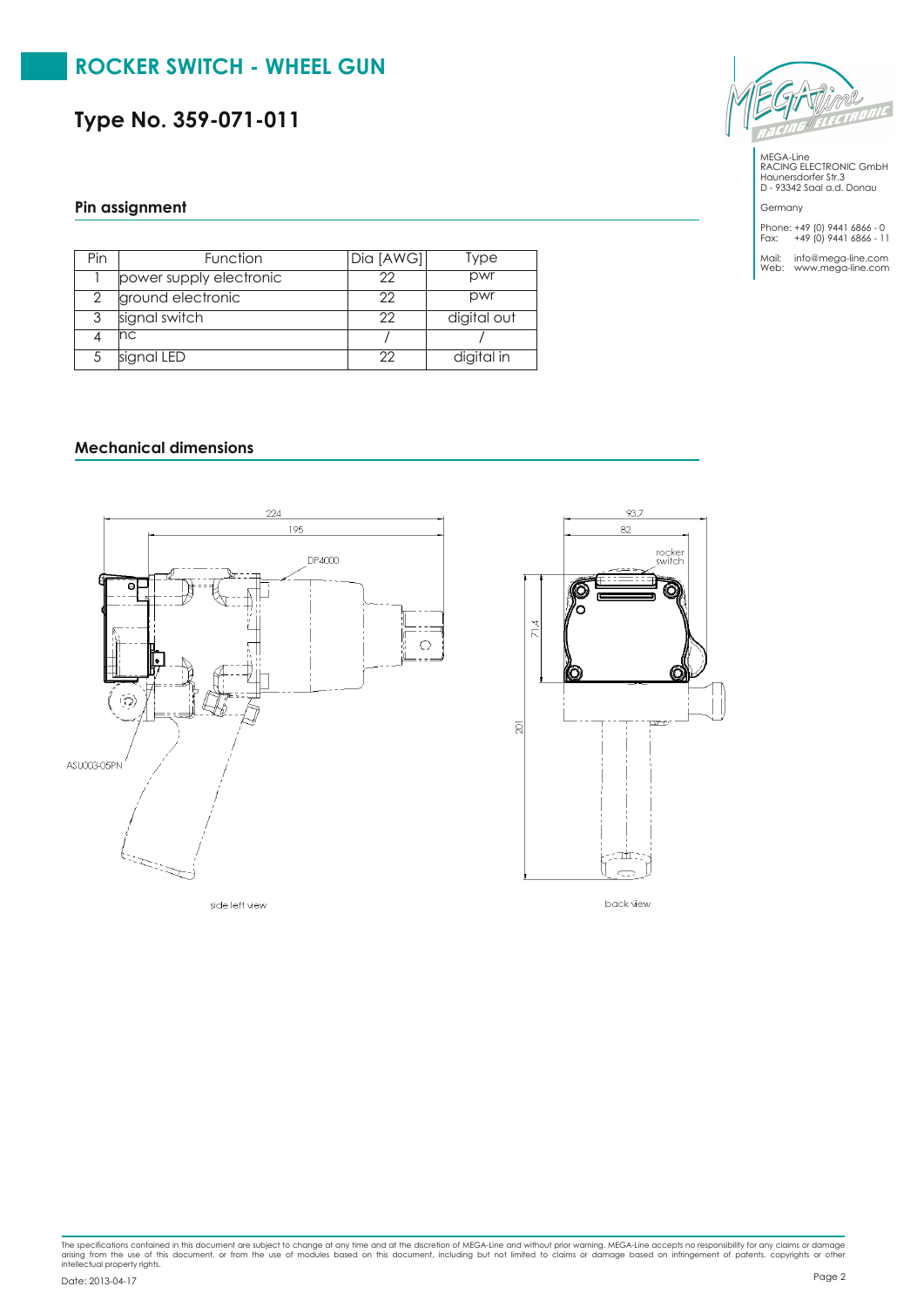# ROCKER SWITCH - WHEEL GUN

## Type No. 359-071-011

MEGA-Line
RACING ELECTRONIC GmbH
Haunersdorfer Str.3
D - 93342 Saal a.d. Donau

Germany

Phone: +49 (0) 9441 6866 - 0
Fax: +49 (0) 9441 6866 - 11

Mail: info@mega-line.com
Web: www.mega-line.com

### Pin assignment

| Pin | Function | Dia [AWG] | Type |
|---|---|---|---|
| 1 | power supply electronic | 22 | pwr |
| 2 | ground electronic | 22 | pwr |
| 3 | signal switch | 22 | digital out |
| 4 | nc | / | / |
| 5 | signal LED | 22 | digital in |

### Mechanical dimensions

224
195
DP4000
ASU003-05PN
side left view

93.7
82
rocker switch
71.4
201
back view

The specifications contained in this document are subject to change at any time and at the discretion of MEGA-Line and without prior warning. MEGA-Line accepts no responsibility for any claims or damage arising from the use of this document, or from the use of modules based on this document, including but not limited to claims or damage based on infringement of patents, copyrights or other intellectual property rights.

Date: 2013-04-17